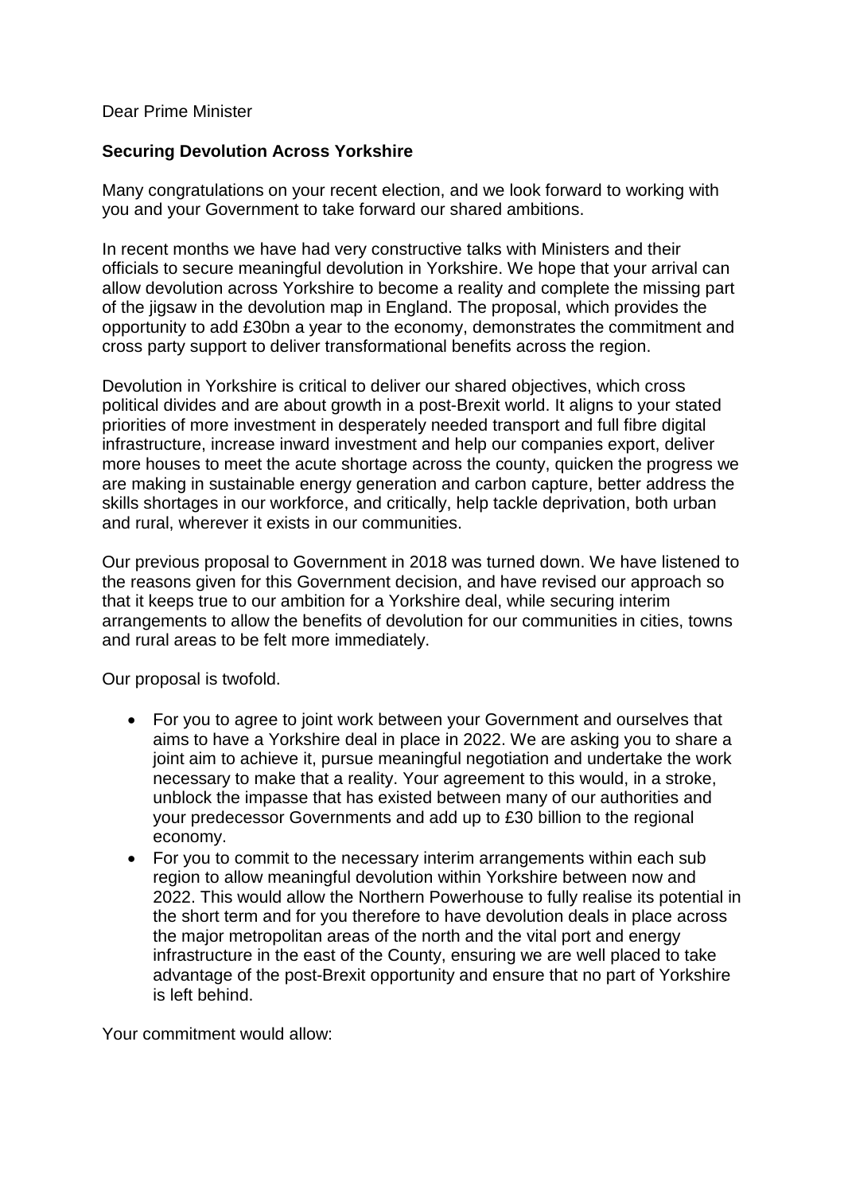Dear Prime Minister

**Securing Devolution Across Yorkshire**

Many congratulations on your recent election, and we look forward to working with you and your Government to take forward our shared ambitions.

In recent months we have had very constructive talks with Ministers and their officials to secure meaningful devolution in Yorkshire. We hope that your arrival can allow devolution across Yorkshire to become a reality and complete the missing part of the jigsaw in the devolution map in England. The proposal, which provides the opportunity to add £30bn a year to the economy, demonstrates the commitment and cross party support to deliver transformational benefits across the region.

Devolution in Yorkshire is critical to deliver our shared objectives, which cross political divides and are about growth in a post-Brexit world. It aligns to your stated priorities of more investment in desperately needed transport and full fibre digital infrastructure, increase inward investment and help our companies export, deliver more houses to meet the acute shortage across the county, quicken the progress we are making in sustainable energy generation and carbon capture, better address the skills shortages in our workforce, and critically, help tackle deprivation, both urban and rural, wherever it exists in our communities.

Our previous proposal to Government in 2018 was turned down. We have listened to the reasons given for this Government decision, and have revised our approach so that it keeps true to our ambition for a Yorkshire deal, while securing interim arrangements to allow the benefits of devolution for our communities in cities, towns and rural areas to be felt more immediately.

Our proposal is twofold.

- For you to agree to joint work between your Government and ourselves that aims to have a Yorkshire deal in place in 2022. We are asking you to share a joint aim to achieve it, pursue meaningful negotiation and undertake the work necessary to make that a reality. Your agreement to this would, in a stroke, unblock the impasse that has existed between many of our authorities and your predecessor Governments and add up to £30 billion to the regional economy.
- For you to commit to the necessary interim arrangements within each sub region to allow meaningful devolution within Yorkshire between now and 2022. This would allow the Northern Powerhouse to fully realise its potential in the short term and for you therefore to have devolution deals in place across the major metropolitan areas of the north and the vital port and energy infrastructure in the east of the County, ensuring we are well placed to take advantage of the post-Brexit opportunity and ensure that no part of Yorkshire is left behind.

Your commitment would allow: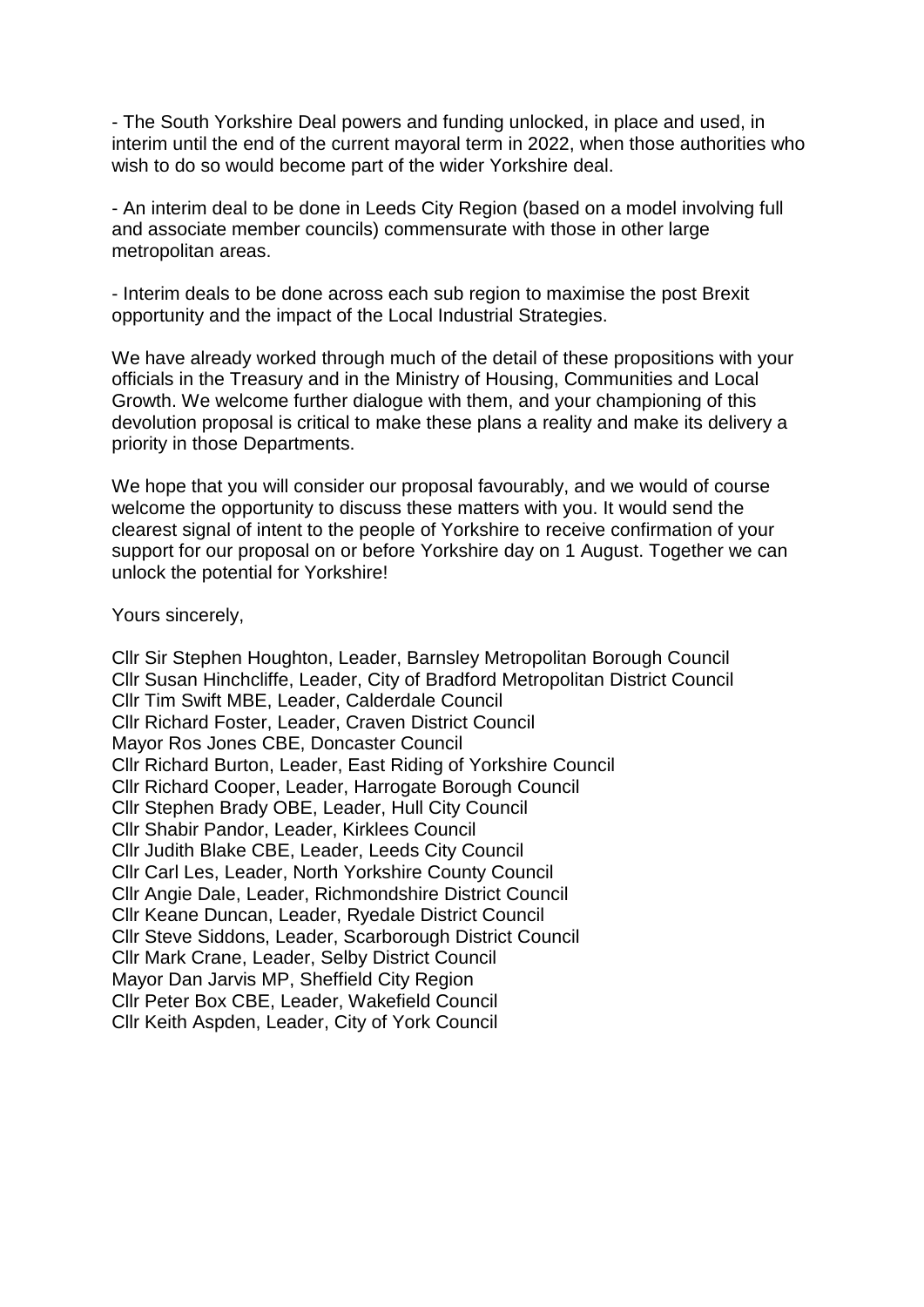- The South Yorkshire Deal powers and funding unlocked, in place and used, in interim until the end of the current mayoral term in 2022, when those authorities who wish to do so would become part of the wider Yorkshire deal.

- An interim deal to be done in Leeds City Region (based on a model involving full and associate member councils) commensurate with those in other large metropolitan areas.

- Interim deals to be done across each sub region to maximise the post Brexit opportunity and the impact of the Local Industrial Strategies.

We have already worked through much of the detail of these propositions with your officials in the Treasury and in the Ministry of Housing, Communities and Local Growth. We welcome further dialogue with them, and your championing of this devolution proposal is critical to make these plans a reality and make its delivery a priority in those Departments.

We hope that you will consider our proposal favourably, and we would of course welcome the opportunity to discuss these matters with you. It would send the clearest signal of intent to the people of Yorkshire to receive confirmation of your support for our proposal on or before Yorkshire day on 1 August. Together we can unlock the potential for Yorkshire!

Yours sincerely,

Cllr Sir Stephen Houghton, Leader, Barnsley Metropolitan Borough Council
Cllr Susan Hinchcliffe, Leader, City of Bradford Metropolitan District Council
Cllr Tim Swift MBE, Leader, Calderdale Council
Cllr Richard Foster, Leader, Craven District Council
Mayor Ros Jones CBE, Doncaster Council
Cllr Richard Burton, Leader, East Riding of Yorkshire Council
Cllr Richard Cooper, Leader, Harrogate Borough Council
Cllr Stephen Brady OBE, Leader, Hull City Council
Cllr Shabir Pandor, Leader, Kirklees Council
Cllr Judith Blake CBE, Leader, Leeds City Council
Cllr Carl Les, Leader, North Yorkshire County Council
Cllr Angie Dale, Leader, Richmondshire District Council
Cllr Keane Duncan, Leader, Ryedale District Council
Cllr Steve Siddons, Leader, Scarborough District Council
Cllr Mark Crane, Leader, Selby District Council
Mayor Dan Jarvis MP, Sheffield City Region
Cllr Peter Box CBE, Leader, Wakefield Council
Cllr Keith Aspden, Leader, City of York Council